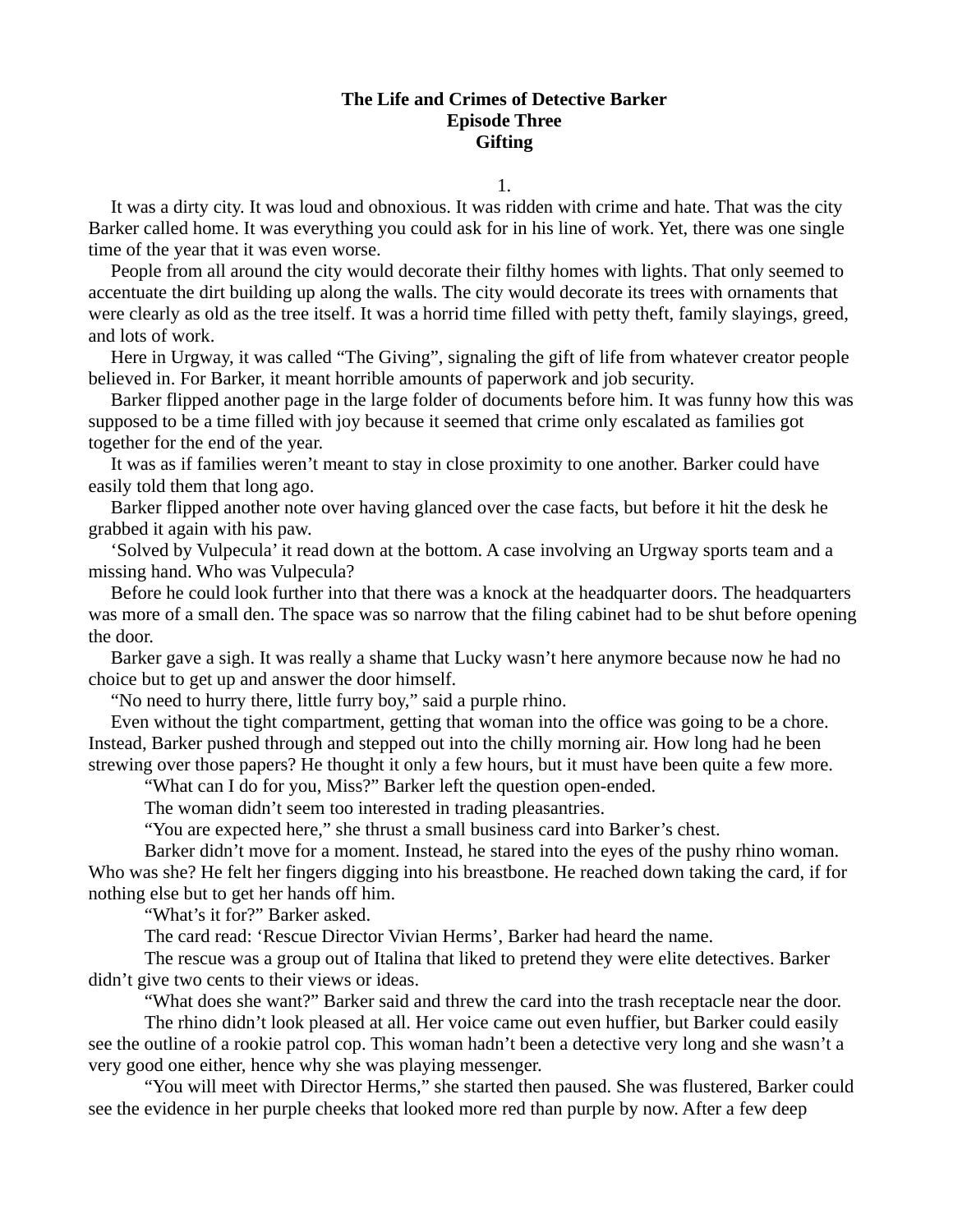# The Life and Crimes of Detective Barker
## Episode Three
## Gifting

1.

It was a dirty city. It was loud and obnoxious. It was ridden with crime and hate. That was the city Barker called home. It was everything you could ask for in his line of work. Yet, there was one single time of the year that it was even worse.

People from all around the city would decorate their filthy homes with lights. That only seemed to accentuate the dirt building up along the walls. The city would decorate its trees with ornaments that were clearly as old as the tree itself. It was a horrid time filled with petty theft, family slayings, greed, and lots of work.

Here in Urgway, it was called "The Giving", signaling the gift of life from whatever creator people believed in. For Barker, it meant horrible amounts of paperwork and job security.

Barker flipped another page in the large folder of documents before him. It was funny how this was supposed to be a time filled with joy because it seemed that crime only escalated as families got together for the end of the year.

It was as if families weren't meant to stay in close proximity to one another. Barker could have easily told them that long ago.

Barker flipped another note over having glanced over the case facts, but before it hit the desk he grabbed it again with his paw.

'Solved by Vulpecula' it read down at the bottom. A case involving an Urgway sports team and a missing hand. Who was Vulpecula?

Before he could look further into that there was a knock at the headquarter doors. The headquarters was more of a small den. The space was so narrow that the filing cabinet had to be shut before opening the door.

Barker gave a sigh. It was really a shame that Lucky wasn't here anymore because now he had no choice but to get up and answer the door himself.

"No need to hurry there, little furry boy," said a purple rhino.

Even without the tight compartment, getting that woman into the office was going to be a chore. Instead, Barker pushed through and stepped out into the chilly morning air. How long had he been strewing over those papers? He thought it only a few hours, but it must have been quite a few more.

"What can I do for you, Miss?" Barker left the question open-ended.

The woman didn't seem too interested in trading pleasantries.

"You are expected here," she thrust a small business card into Barker's chest.

Barker didn't move for a moment. Instead, he stared into the eyes of the pushy rhino woman. Who was she? He felt her fingers digging into his breastbone. He reached down taking the card, if for nothing else but to get her hands off him.

"What's it for?" Barker asked.

The card read: 'Rescue Director Vivian Herms', Barker had heard the name.

The rescue was a group out of Italina that liked to pretend they were elite detectives. Barker didn't give two cents to their views or ideas.

"What does she want?" Barker said and threw the card into the trash receptacle near the door.

The rhino didn't look pleased at all. Her voice came out even huffier, but Barker could easily see the outline of a rookie patrol cop. This woman hadn't been a detective very long and she wasn't a very good one either, hence why she was playing messenger.

"You will meet with Director Herms," she started then paused. She was flustered, Barker could see the evidence in her purple cheeks that looked more red than purple by now. After a few deep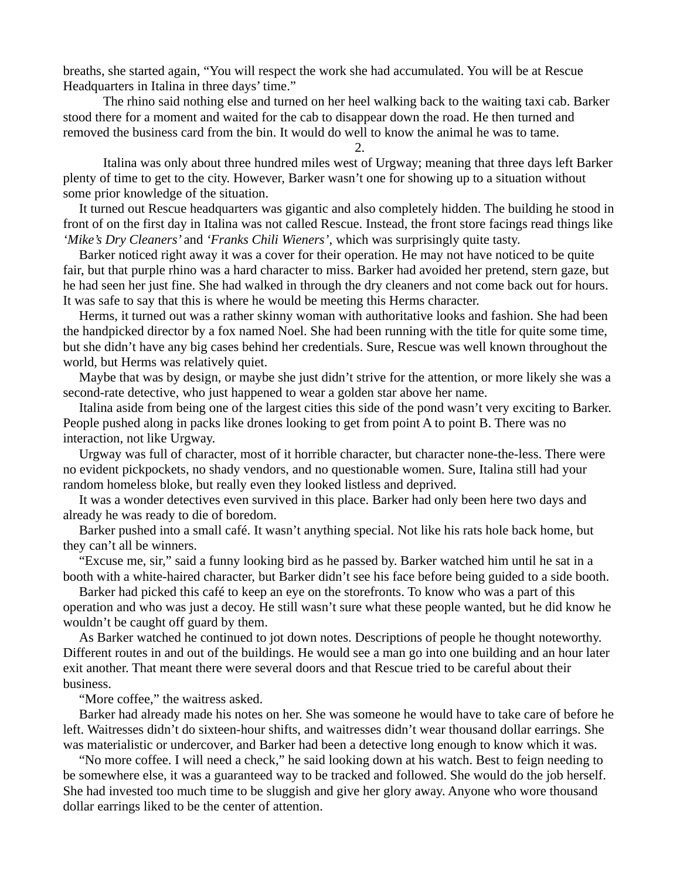breaths, she started again, "You will respect the work she had accumulated. You will be at Rescue Headquarters in Italina in three days' time."

The rhino said nothing else and turned on her heel walking back to the waiting taxi cab. Barker stood there for a moment and waited for the cab to disappear down the road. He then turned and removed the business card from the bin. It would do well to know the animal he was to tame.

## 2.

Italina was only about three hundred miles west of Urgway; meaning that three days left Barker plenty of time to get to the city. However, Barker wasn't one for showing up to a situation without some prior knowledge of the situation.

It turned out Rescue headquarters was gigantic and also completely hidden. The building he stood in front of on the first day in Italina was not called Rescue. Instead, the front store facings read things like *'Mike's Dry Cleaners'* and *'Franks Chili Wieners'*, which was surprisingly quite tasty.

Barker noticed right away it was a cover for their operation. He may not have noticed to be quite fair, but that purple rhino was a hard character to miss. Barker had avoided her pretend, stern gaze, but he had seen her just fine. She had walked in through the dry cleaners and not come back out for hours. It was safe to say that this is where he would be meeting this Herms character.

Herms, it turned out was a rather skinny woman with authoritative looks and fashion. She had been the handpicked director by a fox named Noel. She had been running with the title for quite some time, but she didn't have any big cases behind her credentials. Sure, Rescue was well known throughout the world, but Herms was relatively quiet.

Maybe that was by design, or maybe she just didn't strive for the attention, or more likely she was a second-rate detective, who just happened to wear a golden star above her name.

Italina aside from being one of the largest cities this side of the pond wasn't very exciting to Barker. People pushed along in packs like drones looking to get from point A to point B. There was no interaction, not like Urgway.

Urgway was full of character, most of it horrible character, but character none-the-less. There were no evident pickpockets, no shady vendors, and no questionable women. Sure, Italina still had your random homeless bloke, but really even they looked listless and deprived.

It was a wonder detectives even survived in this place. Barker had only been here two days and already he was ready to die of boredom.

Barker pushed into a small café. It wasn't anything special. Not like his rats hole back home, but they can't all be winners.

"Excuse me, sir," said a funny looking bird as he passed by. Barker watched him until he sat in a booth with a white-haired character, but Barker didn't see his face before being guided to a side booth.

Barker had picked this café to keep an eye on the storefronts. To know who was a part of this operation and who was just a decoy. He still wasn't sure what these people wanted, but he did know he wouldn't be caught off guard by them.

As Barker watched he continued to jot down notes. Descriptions of people he thought noteworthy. Different routes in and out of the buildings. He would see a man go into one building and an hour later exit another. That meant there were several doors and that Rescue tried to be careful about their business.

"More coffee," the waitress asked.

Barker had already made his notes on her. She was someone he would have to take care of before he left. Waitresses didn't do sixteen-hour shifts, and waitresses didn't wear thousand dollar earrings. She was materialistic or undercover, and Barker had been a detective long enough to know which it was.

"No more coffee. I will need a check," he said looking down at his watch. Best to feign needing to be somewhere else, it was a guaranteed way to be tracked and followed. She would do the job herself. She had invested too much time to be sluggish and give her glory away. Anyone who wore thousand dollar earrings liked to be the center of attention.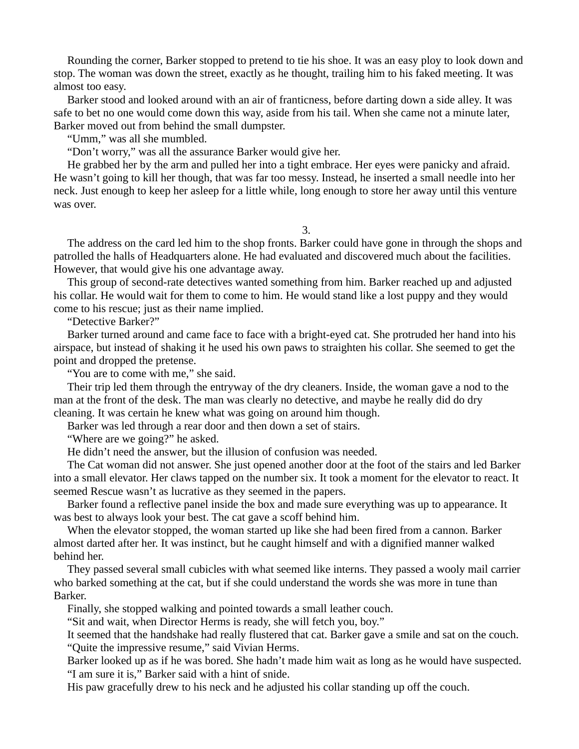Rounding the corner, Barker stopped to pretend to tie his shoe. It was an easy ploy to look down and stop. The woman was down the street, exactly as he thought, trailing him to his faked meeting. It was almost too easy.

Barker stood and looked around with an air of franticness, before darting down a side alley. It was safe to bet no one would come down this way, aside from his tail. When she came not a minute later, Barker moved out from behind the small dumpster.

"Umm," was all she mumbled.

"Don't worry," was all the assurance Barker would give her.

He grabbed her by the arm and pulled her into a tight embrace. Her eyes were panicky and afraid. He wasn't going to kill her though, that was far too messy. Instead, he inserted a small needle into her neck. Just enough to keep her asleep for a little while, long enough to store her away until this venture was over.

3.

The address on the card led him to the shop fronts. Barker could have gone in through the shops and patrolled the halls of Headquarters alone. He had evaluated and discovered much about the facilities. However, that would give his one advantage away.

This group of second-rate detectives wanted something from him. Barker reached up and adjusted his collar. He would wait for them to come to him. He would stand like a lost puppy and they would come to his rescue; just as their name implied.

"Detective Barker?"

Barker turned around and came face to face with a bright-eyed cat. She protruded her hand into his airspace, but instead of shaking it he used his own paws to straighten his collar. She seemed to get the point and dropped the pretense.

"You are to come with me," she said.

Their trip led them through the entryway of the dry cleaners. Inside, the woman gave a nod to the man at the front of the desk. The man was clearly no detective, and maybe he really did do dry cleaning. It was certain he knew what was going on around him though.

Barker was led through a rear door and then down a set of stairs.

"Where are we going?" he asked.

He didn't need the answer, but the illusion of confusion was needed.

The Cat woman did not answer. She just opened another door at the foot of the stairs and led Barker into a small elevator. Her claws tapped on the number six. It took a moment for the elevator to react. It seemed Rescue wasn't as lucrative as they seemed in the papers.

Barker found a reflective panel inside the box and made sure everything was up to appearance. It was best to always look your best. The cat gave a scoff behind him.

When the elevator stopped, the woman started up like she had been fired from a cannon. Barker almost darted after her. It was instinct, but he caught himself and with a dignified manner walked behind her.

They passed several small cubicles with what seemed like interns. They passed a wooly mail carrier who barked something at the cat, but if she could understand the words she was more in tune than Barker.

Finally, she stopped walking and pointed towards a small leather couch.

"Sit and wait, when Director Herms is ready, she will fetch you, boy."

It seemed that the handshake had really flustered that cat. Barker gave a smile and sat on the couch.

"Quite the impressive resume," said Vivian Herms.

Barker looked up as if he was bored. She hadn't made him wait as long as he would have suspected.

"I am sure it is," Barker said with a hint of snide.

His paw gracefully drew to his neck and he adjusted his collar standing up off the couch.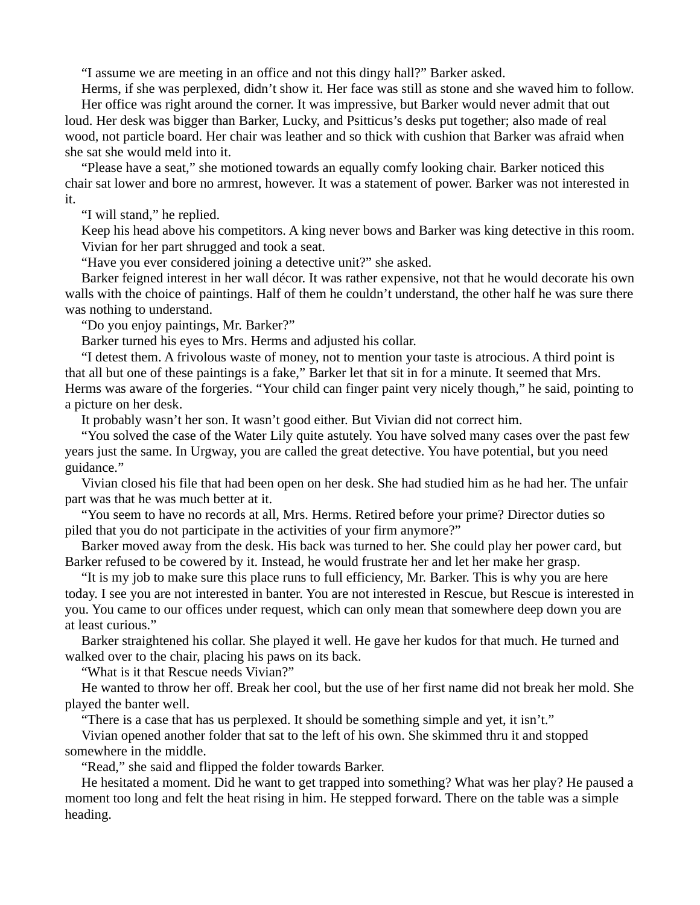"I assume we are meeting in an office and not this dingy hall?" Barker asked.

Herms, if she was perplexed, didn't show it. Her face was still as stone and she waved him to follow.

Her office was right around the corner. It was impressive, but Barker would never admit that out loud. Her desk was bigger than Barker, Lucky, and Psitticus's desks put together; also made of real wood, not particle board. Her chair was leather and so thick with cushion that Barker was afraid when she sat she would meld into it.

"Please have a seat," she motioned towards an equally comfy looking chair. Barker noticed this chair sat lower and bore no armrest, however. It was a statement of power. Barker was not interested in it.

"I will stand," he replied.

Keep his head above his competitors. A king never bows and Barker was king detective in this room.

Vivian for her part shrugged and took a seat.

"Have you ever considered joining a detective unit?" she asked.

Barker feigned interest in her wall décor. It was rather expensive, not that he would decorate his own walls with the choice of paintings. Half of them he couldn't understand, the other half he was sure there was nothing to understand.

"Do you enjoy paintings, Mr. Barker?"

Barker turned his eyes to Mrs. Herms and adjusted his collar.

"I detest them. A frivolous waste of money, not to mention your taste is atrocious. A third point is that all but one of these paintings is a fake," Barker let that sit in for a minute. It seemed that Mrs. Herms was aware of the forgeries. "Your child can finger paint very nicely though," he said, pointing to a picture on her desk.

It probably wasn't her son. It wasn't good either. But Vivian did not correct him.

"You solved the case of the Water Lily quite astutely. You have solved many cases over the past few years just the same. In Urgway, you are called the great detective. You have potential, but you need guidance."

Vivian closed his file that had been open on her desk. She had studied him as he had her. The unfair part was that he was much better at it.

"You seem to have no records at all, Mrs. Herms. Retired before your prime? Director duties so piled that you do not participate in the activities of your firm anymore?"

Barker moved away from the desk. His back was turned to her. She could play her power card, but Barker refused to be cowered by it. Instead, he would frustrate her and let her make her grasp.

"It is my job to make sure this place runs to full efficiency, Mr. Barker. This is why you are here today. I see you are not interested in banter. You are not interested in Rescue, but Rescue is interested in you. You came to our offices under request, which can only mean that somewhere deep down you are at least curious."

Barker straightened his collar. She played it well. He gave her kudos for that much. He turned and walked over to the chair, placing his paws on its back.

"What is it that Rescue needs Vivian?"

He wanted to throw her off. Break her cool, but the use of her first name did not break her mold. She played the banter well.

"There is a case that has us perplexed. It should be something simple and yet, it isn't."

Vivian opened another folder that sat to the left of his own. She skimmed thru it and stopped somewhere in the middle.

"Read," she said and flipped the folder towards Barker.

He hesitated a moment. Did he want to get trapped into something? What was her play? He paused a moment too long and felt the heat rising in him. He stepped forward. There on the table was a simple heading.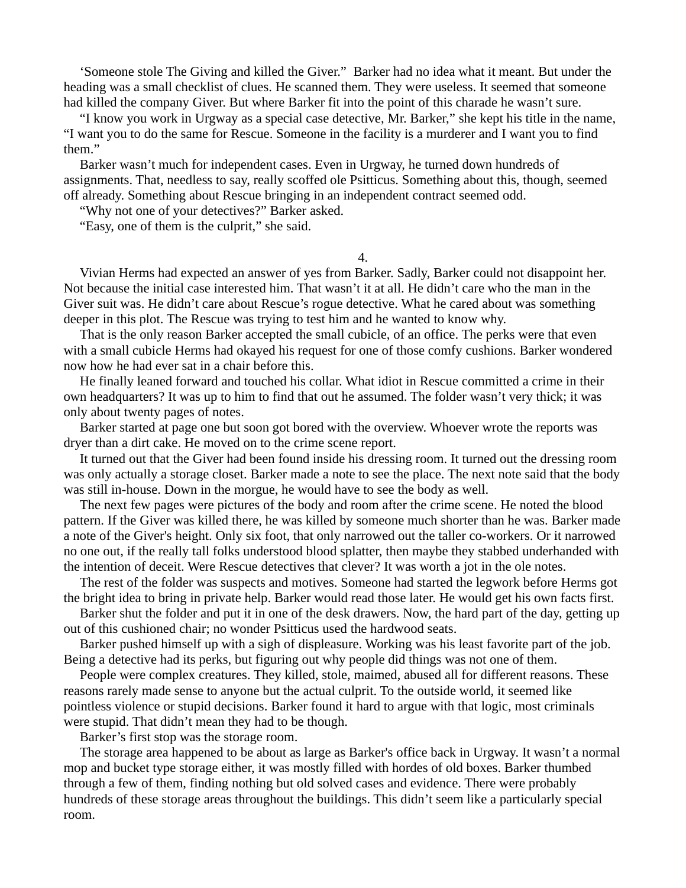‘Someone stole The Giving and killed the Giver.” Barker had no idea what it meant. But under the heading was a small checklist of clues. He scanned them. They were useless. It seemed that someone had killed the company Giver. But where Barker fit into the point of this charade he wasn’t sure.

“I know you work in Urgway as a special case detective, Mr. Barker,” she kept his title in the name, “I want you to do the same for Rescue. Someone in the facility is a murderer and I want you to find them.”

Barker wasn’t much for independent cases. Even in Urgway, he turned down hundreds of assignments. That, needless to say, really scoffed ole Psitticus. Something about this, though, seemed off already. Something about Rescue bringing in an independent contract seemed odd.

“Why not one of your detectives?” Barker asked.

“Easy, one of them is the culprit,” she said.

## 4.

Vivian Herms had expected an answer of yes from Barker. Sadly, Barker could not disappoint her. Not because the initial case interested him. That wasn’t it at all. He didn’t care who the man in the Giver suit was. He didn’t care about Rescue’s rogue detective. What he cared about was something deeper in this plot. The Rescue was trying to test him and he wanted to know why.

That is the only reason Barker accepted the small cubicle, of an office. The perks were that even with a small cubicle Herms had okayed his request for one of those comfy cushions. Barker wondered now how he had ever sat in a chair before this.

He finally leaned forward and touched his collar. What idiot in Rescue committed a crime in their own headquarters? It was up to him to find that out he assumed. The folder wasn’t very thick; it was only about twenty pages of notes.

Barker started at page one but soon got bored with the overview. Whoever wrote the reports was dryer than a dirt cake. He moved on to the crime scene report.

It turned out that the Giver had been found inside his dressing room. It turned out the dressing room was only actually a storage closet. Barker made a note to see the place. The next note said that the body was still in-house. Down in the morgue, he would have to see the body as well.

The next few pages were pictures of the body and room after the crime scene. He noted the blood pattern. If the Giver was killed there, he was killed by someone much shorter than he was. Barker made a note of the Giver's height. Only six foot, that only narrowed out the taller co-workers. Or it narrowed no one out, if the really tall folks understood blood splatter, then maybe they stabbed underhanded with the intention of deceit. Were Rescue detectives that clever? It was worth a jot in the ole notes.

The rest of the folder was suspects and motives. Someone had started the legwork before Herms got the bright idea to bring in private help. Barker would read those later. He would get his own facts first.

Barker shut the folder and put it in one of the desk drawers. Now, the hard part of the day, getting up out of this cushioned chair; no wonder Psitticus used the hardwood seats.

Barker pushed himself up with a sigh of displeasure. Working was his least favorite part of the job. Being a detective had its perks, but figuring out why people did things was not one of them.

People were complex creatures. They killed, stole, maimed, abused all for different reasons. These reasons rarely made sense to anyone but the actual culprit. To the outside world, it seemed like pointless violence or stupid decisions. Barker found it hard to argue with that logic, most criminals were stupid. That didn’t mean they had to be though.

Barker’s first stop was the storage room.

The storage area happened to be about as large as Barker's office back in Urgway. It wasn’t a normal mop and bucket type storage either, it was mostly filled with hordes of old boxes. Barker thumbed through a few of them, finding nothing but old solved cases and evidence. There were probably hundreds of these storage areas throughout the buildings. This didn’t seem like a particularly special room.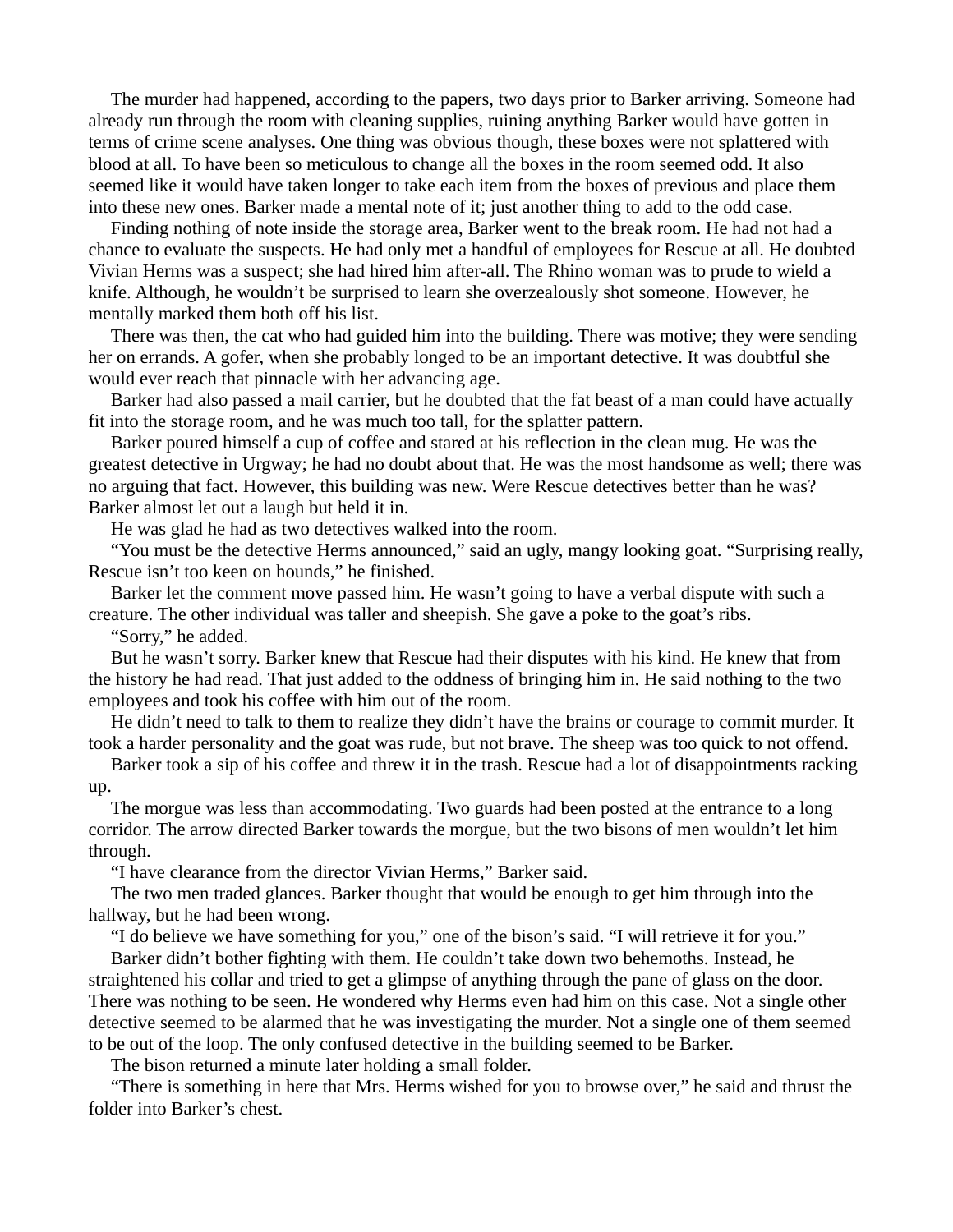The murder had happened, according to the papers, two days prior to Barker arriving. Someone had already run through the room with cleaning supplies, ruining anything Barker would have gotten in terms of crime scene analyses. One thing was obvious though, these boxes were not splattered with blood at all. To have been so meticulous to change all the boxes in the room seemed odd. It also seemed like it would have taken longer to take each item from the boxes of previous and place them into these new ones. Barker made a mental note of it; just another thing to add to the odd case.

Finding nothing of note inside the storage area, Barker went to the break room. He had not had a chance to evaluate the suspects. He had only met a handful of employees for Rescue at all. He doubted Vivian Herms was a suspect; she had hired him after-all. The Rhino woman was to prude to wield a knife. Although, he wouldn't be surprised to learn she overzealously shot someone. However, he mentally marked them both off his list.

There was then, the cat who had guided him into the building. There was motive; they were sending her on errands. A gofer, when she probably longed to be an important detective. It was doubtful she would ever reach that pinnacle with her advancing age.

Barker had also passed a mail carrier, but he doubted that the fat beast of a man could have actually fit into the storage room, and he was much too tall, for the splatter pattern.

Barker poured himself a cup of coffee and stared at his reflection in the clean mug. He was the greatest detective in Urgway; he had no doubt about that. He was the most handsome as well; there was no arguing that fact. However, this building was new. Were Rescue detectives better than he was? Barker almost let out a laugh but held it in.

He was glad he had as two detectives walked into the room.

"You must be the detective Herms announced," said an ugly, mangy looking goat. "Surprising really, Rescue isn't too keen on hounds," he finished.

Barker let the comment move passed him. He wasn't going to have a verbal dispute with such a creature. The other individual was taller and sheepish. She gave a poke to the goat's ribs.

"Sorry," he added.

But he wasn't sorry. Barker knew that Rescue had their disputes with his kind. He knew that from the history he had read. That just added to the oddness of bringing him in. He said nothing to the two employees and took his coffee with him out of the room.

He didn't need to talk to them to realize they didn't have the brains or courage to commit murder. It took a harder personality and the goat was rude, but not brave. The sheep was too quick to not offend.

Barker took a sip of his coffee and threw it in the trash. Rescue had a lot of disappointments racking up.

The morgue was less than accommodating. Two guards had been posted at the entrance to a long corridor. The arrow directed Barker towards the morgue, but the two bisons of men wouldn't let him through.

"I have clearance from the director Vivian Herms," Barker said.

The two men traded glances. Barker thought that would be enough to get him through into the hallway, but he had been wrong.

"I do believe we have something for you," one of the bison's said. "I will retrieve it for you."

Barker didn't bother fighting with them. He couldn't take down two behemoths. Instead, he straightened his collar and tried to get a glimpse of anything through the pane of glass on the door. There was nothing to be seen. He wondered why Herms even had him on this case. Not a single other detective seemed to be alarmed that he was investigating the murder. Not a single one of them seemed to be out of the loop. The only confused detective in the building seemed to be Barker.

The bison returned a minute later holding a small folder.

"There is something in here that Mrs. Herms wished for you to browse over," he said and thrust the folder into Barker's chest.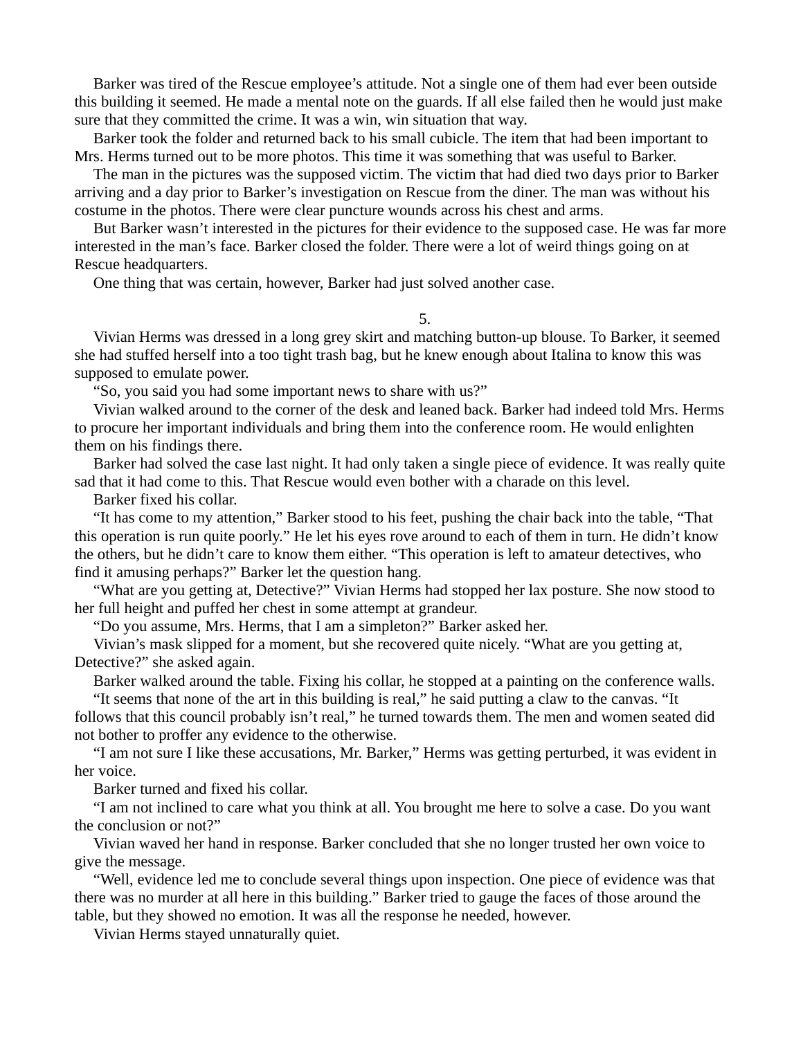Barker was tired of the Rescue employee's attitude. Not a single one of them had ever been outside this building it seemed. He made a mental note on the guards. If all else failed then he would just make sure that they committed the crime. It was a win, win situation that way.

Barker took the folder and returned back to his small cubicle. The item that had been important to Mrs. Herms turned out to be more photos. This time it was something that was useful to Barker.

The man in the pictures was the supposed victim. The victim that had died two days prior to Barker arriving and a day prior to Barker's investigation on Rescue from the diner. The man was without his costume in the photos. There were clear puncture wounds across his chest and arms.

But Barker wasn't interested in the pictures for their evidence to the supposed case. He was far more interested in the man's face. Barker closed the folder. There were a lot of weird things going on at Rescue headquarters.

One thing that was certain, however, Barker had just solved another case.

5.

Vivian Herms was dressed in a long grey skirt and matching button-up blouse. To Barker, it seemed she had stuffed herself into a too tight trash bag, but he knew enough about Italina to know this was supposed to emulate power.

"So, you said you had some important news to share with us?"

Vivian walked around to the corner of the desk and leaned back. Barker had indeed told Mrs. Herms to procure her important individuals and bring them into the conference room. He would enlighten them on his findings there.

Barker had solved the case last night. It had only taken a single piece of evidence. It was really quite sad that it had come to this. That Rescue would even bother with a charade on this level.

Barker fixed his collar.

"It has come to my attention," Barker stood to his feet, pushing the chair back into the table, "That this operation is run quite poorly." He let his eyes rove around to each of them in turn. He didn't know the others, but he didn't care to know them either. "This operation is left to amateur detectives, who find it amusing perhaps?" Barker let the question hang.

"What are you getting at, Detective?" Vivian Herms had stopped her lax posture. She now stood to her full height and puffed her chest in some attempt at grandeur.

"Do you assume, Mrs. Herms, that I am a simpleton?" Barker asked her.

Vivian's mask slipped for a moment, but she recovered quite nicely. "What are you getting at, Detective?" she asked again.

Barker walked around the table. Fixing his collar, he stopped at a painting on the conference walls.

"It seems that none of the art in this building is real," he said putting a claw to the canvas. "It follows that this council probably isn't real," he turned towards them. The men and women seated did not bother to proffer any evidence to the otherwise.

"I am not sure I like these accusations, Mr. Barker," Herms was getting perturbed, it was evident in her voice.

Barker turned and fixed his collar.

"I am not inclined to care what you think at all. You brought me here to solve a case. Do you want the conclusion or not?"

Vivian waved her hand in response. Barker concluded that she no longer trusted her own voice to give the message.

"Well, evidence led me to conclude several things upon inspection. One piece of evidence was that there was no murder at all here in this building." Barker tried to gauge the faces of those around the table, but they showed no emotion. It was all the response he needed, however.

Vivian Herms stayed unnaturally quiet.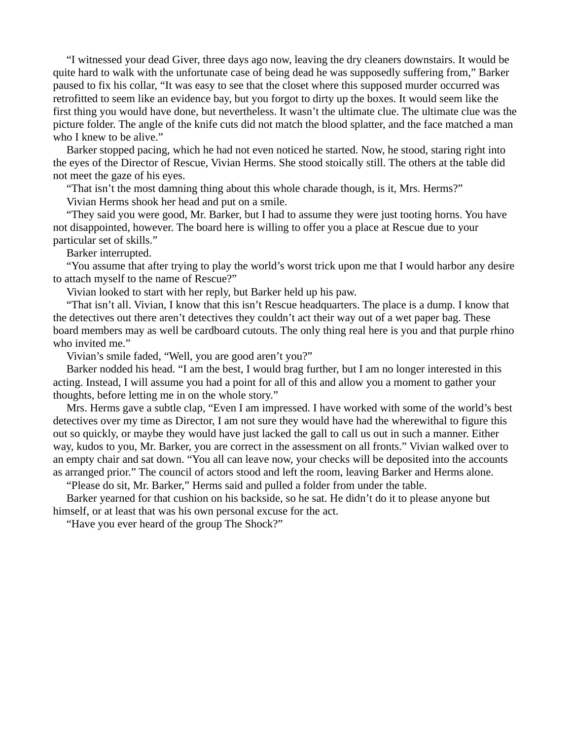“I witnessed your dead Giver, three days ago now, leaving the dry cleaners downstairs. It would be quite hard to walk with the unfortunate case of being dead he was supposedly suffering from,” Barker paused to fix his collar, “It was easy to see that the closet where this supposed murder occurred was retrofitted to seem like an evidence bay, but you forgot to dirty up the boxes. It would seem like the first thing you would have done, but nevertheless. It wasn’t the ultimate clue. The ultimate clue was the picture folder. The angle of the knife cuts did not match the blood splatter, and the face matched a man who I knew to be alive.”

Barker stopped pacing, which he had not even noticed he started. Now, he stood, staring right into the eyes of the Director of Rescue, Vivian Herms. She stood stoically still. The others at the table did not meet the gaze of his eyes.

“That isn’t the most damning thing about this whole charade though, is it, Mrs. Herms?”

Vivian Herms shook her head and put on a smile.

“They said you were good, Mr. Barker, but I had to assume they were just tooting horns. You have not disappointed, however. The board here is willing to offer you a place at Rescue due to your particular set of skills.”

Barker interrupted.

“You assume that after trying to play the world’s worst trick upon me that I would harbor any desire to attach myself to the name of Rescue?”

Vivian looked to start with her reply, but Barker held up his paw.

“That isn’t all. Vivian, I know that this isn’t Rescue headquarters. The place is a dump. I know that the detectives out there aren’t detectives they couldn’t act their way out of a wet paper bag. These board members may as well be cardboard cutouts. The only thing real here is you and that purple rhino who invited me.”

Vivian’s smile faded, “Well, you are good aren’t you?”

Barker nodded his head. “I am the best, I would brag further, but I am no longer interested in this acting. Instead, I will assume you had a point for all of this and allow you a moment to gather your thoughts, before letting me in on the whole story.”

Mrs. Herms gave a subtle clap, “Even I am impressed. I have worked with some of the world’s best detectives over my time as Director, I am not sure they would have had the wherewithal to figure this out so quickly, or maybe they would have just lacked the gall to call us out in such a manner. Either way, kudos to you, Mr. Barker, you are correct in the assessment on all fronts.” Vivian walked over to an empty chair and sat down. “You all can leave now, your checks will be deposited into the accounts as arranged prior.” The council of actors stood and left the room, leaving Barker and Herms alone.

“Please do sit, Mr. Barker,” Herms said and pulled a folder from under the table.

Barker yearned for that cushion on his backside, so he sat. He didn’t do it to please anyone but himself, or at least that was his own personal excuse for the act.

“Have you ever heard of the group The Shock?”